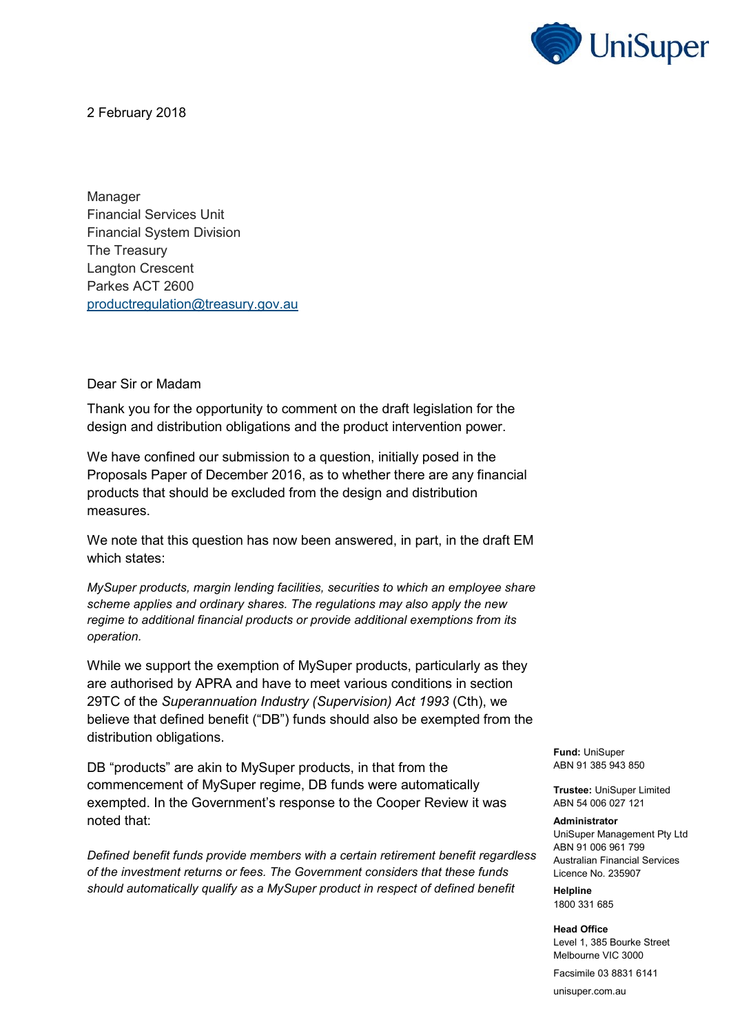2 February 2018

Manager
Financial Services Unit
Financial System Division
The Treasury
Langton Crescent
Parkes ACT 2600
productregulation@treasury.gov.au

Dear Sir or Madam

Thank you for the opportunity to comment on the draft legislation for the design and distribution obligations and the product intervention power.

We have confined our submission to a question, initially posed in the Proposals Paper of December 2016, as to whether there are any financial products that should be excluded from the design and distribution measures.

We note that this question has now been answered, in part, in the draft EM which states:

*MySuper products, margin lending facilities, securities to which an employee share scheme applies and ordinary shares. The regulations may also apply the new regime to additional financial products or provide additional exemptions from its operation.*

While we support the exemption of MySuper products, particularly as they are authorised by APRA and have to meet various conditions in section 29TC of the *Superannuation Industry (Supervision) Act 1993* (Cth), we believe that defined benefit ("DB") funds should also be exempted from the distribution obligations.

DB "products" are akin to MySuper products, in that from the commencement of MySuper regime, DB funds were automatically exempted. In the Government's response to the Cooper Review it was noted that:

*Defined benefit funds provide members with a certain retirement benefit regardless of the investment returns or fees. The Government considers that these funds should automatically qualify as a MySuper product in respect of defined benefit*

**Fund:** UniSuper
ABN 91 385 943 850

**Trustee:** UniSuper Limited
ABN 54 006 027 121

**Administrator**
UniSuper Management Pty Ltd
ABN 91 006 961 799
Australian Financial Services Licence No. 235907

**Helpline**
1800 331 685

**Head Office**
Level 1, 385 Bourke Street
Melbourne VIC 3000

Facsimile 03 8831 6141

unisuper.com.au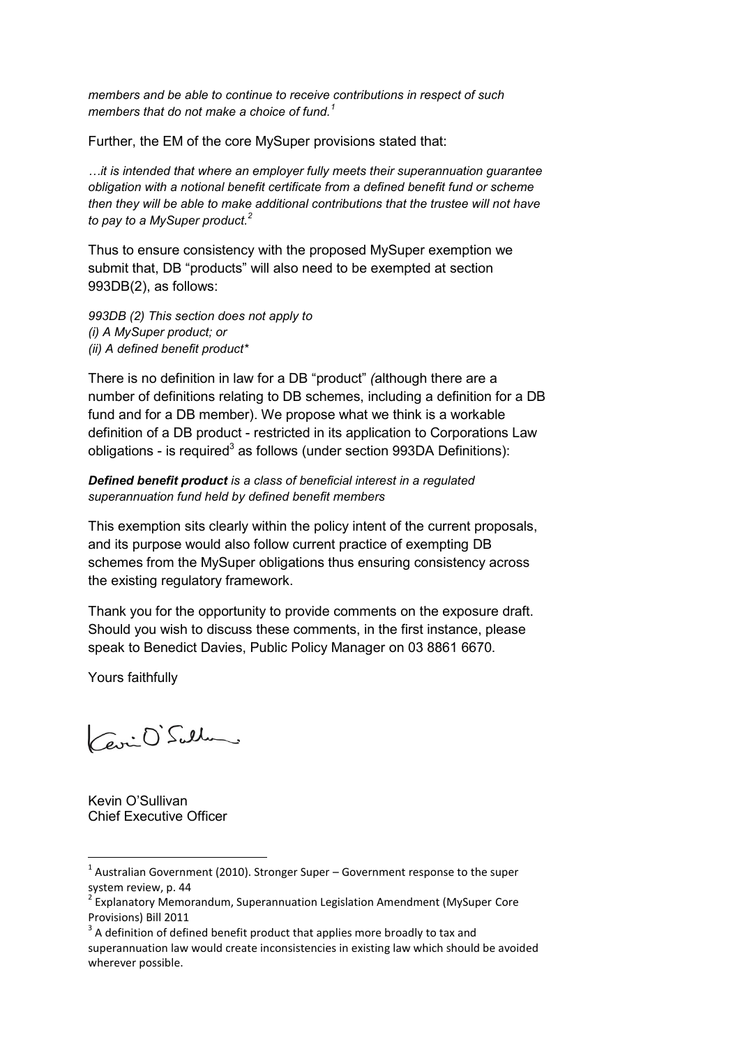*members and be able to continue to receive contributions in respect of such members that do not make a choice of fund.*[1]

Further, the EM of the core MySuper provisions stated that:

*…it is intended that where an employer fully meets their superannuation guarantee obligation with a notional benefit certificate from a defined benefit fund or scheme then they will be able to make additional contributions that the trustee will not have to pay to a MySuper product.*[2]

Thus to ensure consistency with the proposed MySuper exemption we submit that, DB "products" will also need to be exempted at section 993DB(2), as follows:

*993DB (2) This section does not apply to*
*(i) A MySuper product; or*
*(ii) A defined benefit product**

There is no definition in law for a DB "product" *(*although there are a number of definitions relating to DB schemes, including a definition for a DB fund and for a DB member). We propose what we think is a workable definition of a DB product - restricted in its application to Corporations Law obligations - is required[3] as follows (under section 993DA Definitions):

***Defined benefit product** is a class of beneficial interest in a regulated superannuation fund held by defined benefit members*

This exemption sits clearly within the policy intent of the current proposals, and its purpose would also follow current practice of exempting DB schemes from the MySuper obligations thus ensuring consistency across the existing regulatory framework.

Thank you for the opportunity to provide comments on the exposure draft. Should you wish to discuss these comments, in the first instance, please speak to Benedict Davies, Public Policy Manager on 03 8861 6670.

Yours faithfully

Kevin O'Sullivan
Chief Executive Officer

---

[1] Australian Government (2010). Stronger Super – Government response to the super system review, p. 44

[2] Explanatory Memorandum, Superannuation Legislation Amendment (MySuper Core Provisions) Bill 2011

[3] A definition of defined benefit product that applies more broadly to tax and superannuation law would create inconsistencies in existing law which should be avoided wherever possible.